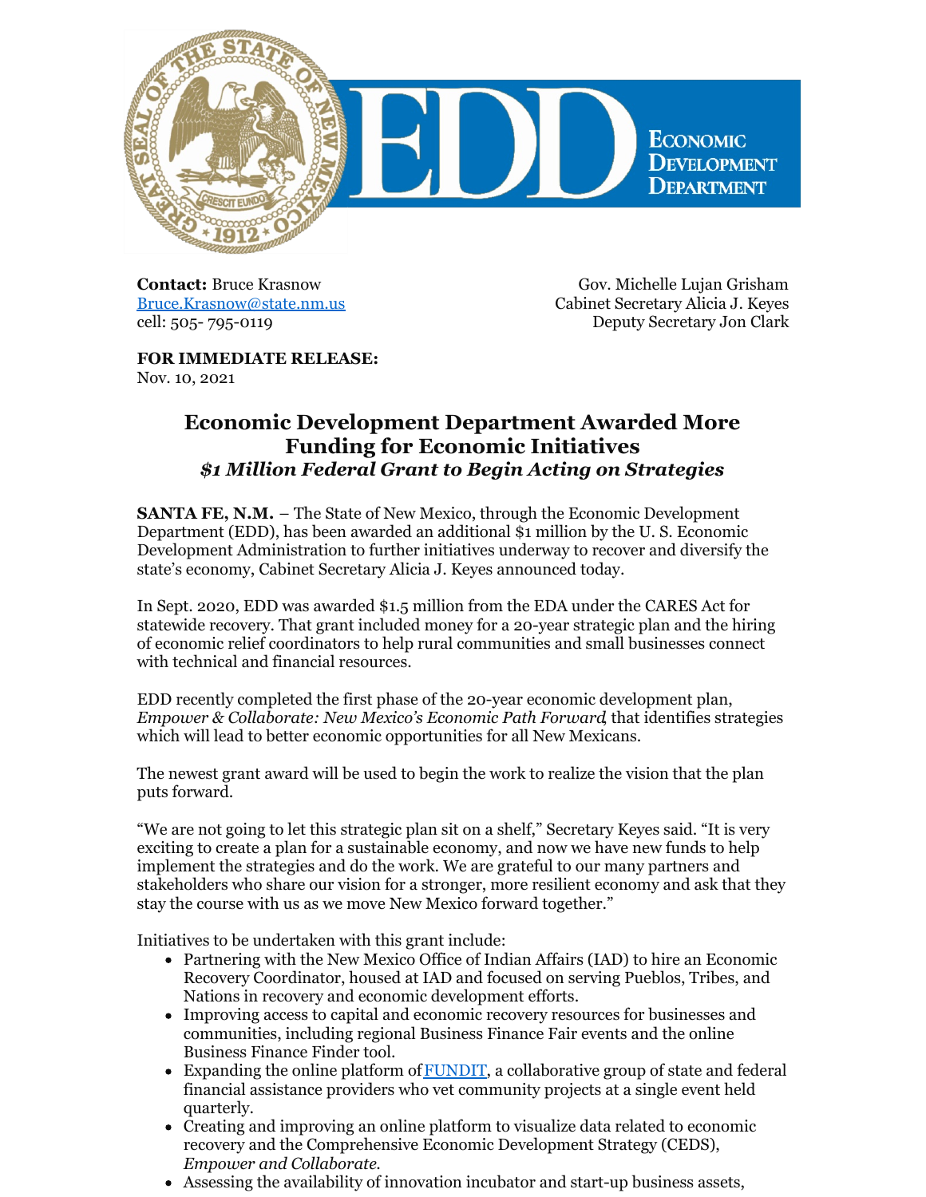**Contact:** Bruce Krasnow
[Bruce.Krasnow@state.nm.us](mailto:Bruce.Krasnow@state.nm.us)
cell: 505- 795-0119

Gov. Michelle Lujan Grisham
Cabinet Secretary Alicia J. Keyes
Deputy Secretary Jon Clark

**FOR IMMEDIATE RELEASE:**
Nov. 10, 2021

# Economic Development Department Awarded More Funding for Economic Initiatives

## *$1 Million Federal Grant to Begin Acting on Strategies*

**SANTA FE, N.M.** – The State of New Mexico, through the Economic Development Department (EDD), has been awarded an additional $1 million by the U. S. Economic Development Administration to further initiatives underway to recover and diversify the state's economy, Cabinet Secretary Alicia J. Keyes announced today.

In Sept. 2020, EDD was awarded $1.5 million from the EDA under the CARES Act for statewide recovery. That grant included money for a 20-year strategic plan and the hiring of economic relief coordinators to help rural communities and small businesses connect with technical and financial resources.

EDD recently completed the first phase of the 20-year economic development plan, *Empower & Collaborate: New Mexico's Economic Path Forward*, that identifies strategies which will lead to better economic opportunities for all New Mexicans.

The newest grant award will be used to begin the work to realize the vision that the plan puts forward.

"We are not going to let this strategic plan sit on a shelf," Secretary Keyes said. "It is very exciting to create a plan for a sustainable economy, and now we have new funds to help implement the strategies and do the work. We are grateful to our many partners and stakeholders who share our vision for a stronger, more resilient economy and ask that they stay the course with us as we move New Mexico forward together."

Initiatives to be undertaken with this grant include:

- Partnering with the New Mexico Office of Indian Affairs (IAD) to hire an Economic Recovery Coordinator, housed at IAD and focused on serving Pueblos, Tribes, and Nations in recovery and economic development efforts.
- Improving access to capital and economic recovery resources for businesses and communities, including regional Business Finance Fair events and the online Business Finance Finder tool.
- Expanding the online platform of [FUNDIT](), a collaborative group of state and federal financial assistance providers who vet community projects at a single event held quarterly.
- Creating and improving an online platform to visualize data related to economic recovery and the Comprehensive Economic Development Strategy (CEDS), *Empower and Collaborate.*
- Assessing the availability of innovation incubator and start-up business assets,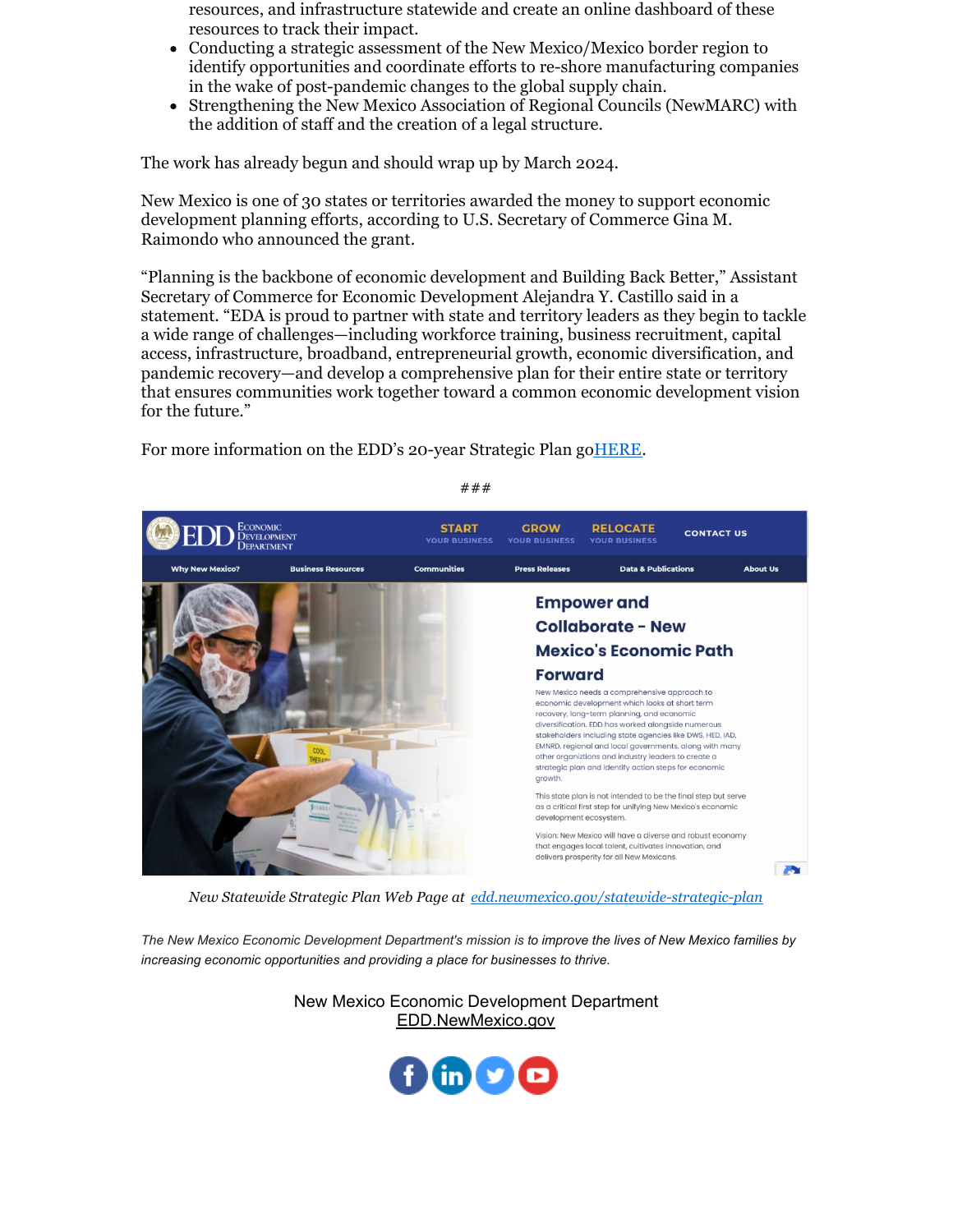resources, and infrastructure statewide and create an online dashboard of these resources to track their impact.

- Conducting a strategic assessment of the New Mexico/Mexico border region to identify opportunities and coordinate efforts to re-shore manufacturing companies in the wake of post-pandemic changes to the global supply chain.
- Strengthening the New Mexico Association of Regional Councils (NewMARC) with the addition of staff and the creation of a legal structure.

The work has already begun and should wrap up by March 2024.

New Mexico is one of 30 states or territories awarded the money to support economic development planning efforts, according to U.S. Secretary of Commerce Gina M. Raimondo who announced the grant.

"Planning is the backbone of economic development and Building Back Better," Assistant Secretary of Commerce for Economic Development Alejandra Y. Castillo said in a statement. "EDA is proud to partner with state and territory leaders as they begin to tackle a wide range of challenges—including workforce training, business recruitment, capital access, infrastructure, broadband, entrepreneurial growth, economic diversification, and pandemic recovery—and develop a comprehensive plan for their entire state or territory that ensures communities work together toward a common economic development vision for the future."

For more information on the EDD's 20-year Strategic Plan go[HERE](#).

###

EDD Economic Development Department | START YOUR BUSINESS | GROW YOUR BUSINESS | RELOCATE YOUR BUSINESS | CONTACT US

Why New Mexico? | Business Resources | Communities | Press Releases | Data & Publications | About Us

**Empower and Collaborate - New Mexico's Economic Path Forward**

New Mexico needs a comprehensive approach to economic development which looks at short term recovery, long-term planning, and economic diversification. EDD has worked alongside numerous stakeholders including state agencies like DWS, HED, IAD, EMNRD, regional and local governments, along with many other organiztions and industry leaders to create a strategic plan and identify action steps for economic growth.

This state plan is not intended to be the final step but serve as a critical first step for unifying New Mexico's economic development ecosystem.

Vision: New Mexico will have a diverse and robust economy that engages local talent, cultivates innovation, and delivers prosperity for all New Mexicans.

*New Statewide Strategic Plan Web Page at [edd.newmexico.gov/statewide-strategic-plan](#)*

*The New Mexico Economic Development Department's mission is to improve the lives of New Mexico families by increasing economic opportunities and providing a place for businesses to thrive.*

New Mexico Economic Development Department
[EDD.NewMexico.gov](#)